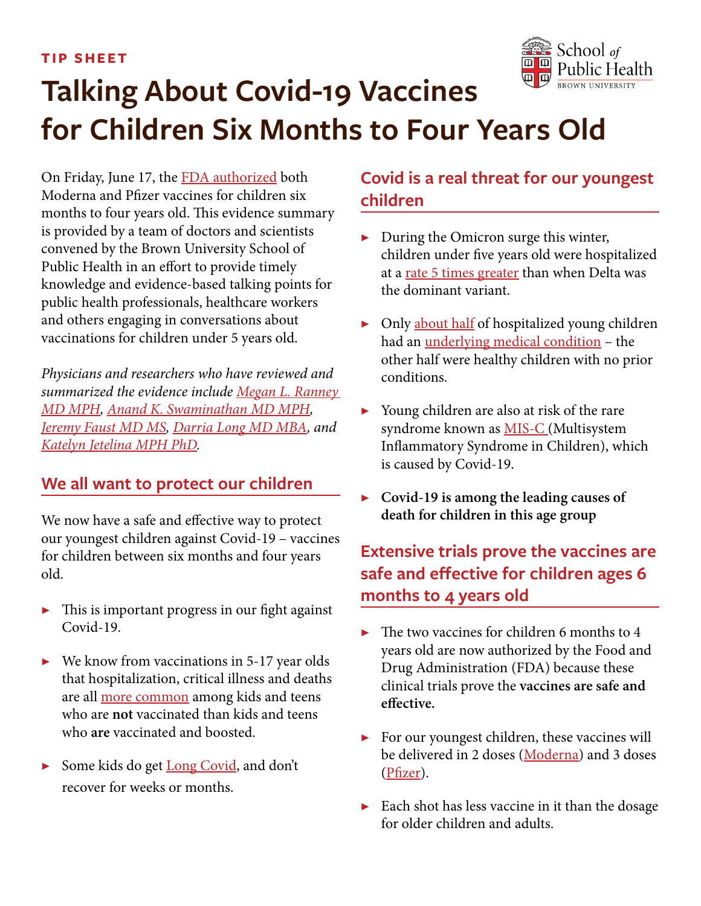**TIP SHEET**

School *of* Public Health
BROWN UNIVERSITY

# Talking About Covid-19 Vaccines for Children Six Months to Four Years Old

On Friday, June 17, the FDA authorized both Moderna and Pfizer vaccines for children six months to four years old. This evidence summary is provided by a team of doctors and scientists convened by the Brown University School of Public Health in an effort to provide timely knowledge and evidence-based talking points for public health professionals, healthcare workers and others engaging in conversations about vaccinations for children under 5 years old.

*Physicians and researchers who have reviewed and summarized the evidence include Megan L. Ranney MD MPH, Anand K. Swaminathan MD MPH, Jeremy Faust MD MS, Darria Long MD MBA, and Katelyn Jetelina MPH PhD.*

## We all want to protect our children

We now have a safe and effective way to protect our youngest children against Covid-19 – vaccines for children between six months and four years old.

- This is important progress in our fight against Covid-19.
- We know from vaccinations in 5-17 year olds that hospitalization, critical illness and deaths are all more common among kids and teens who are **not** vaccinated than kids and teens who **are** vaccinated and boosted.
- Some kids do get Long Covid, and don't recover for weeks or months.

## Covid is a real threat for our youngest children

- During the Omicron surge this winter, children under five years old were hospitalized at a rate 5 times greater than when Delta was the dominant variant.
- Only about half of hospitalized young children had an underlying medical condition – the other half were healthy children with no prior conditions.
- Young children are also at risk of the rare syndrome known as MIS-C (Multisystem Inflammatory Syndrome in Children), which is caused by Covid-19.
- **Covid-19 is among the leading causes of death for children in this age group**

## Extensive trials prove the vaccines are safe and effective for children ages 6 months to 4 years old

- The two vaccines for children 6 months to 4 years old are now authorized by the Food and Drug Administration (FDA) because these clinical trials prove the **vaccines are safe and effective.**
- For our youngest children, these vaccines will be delivered in 2 doses (Moderna) and 3 doses (Pfizer).
- Each shot has less vaccine in it than the dosage for older children and adults.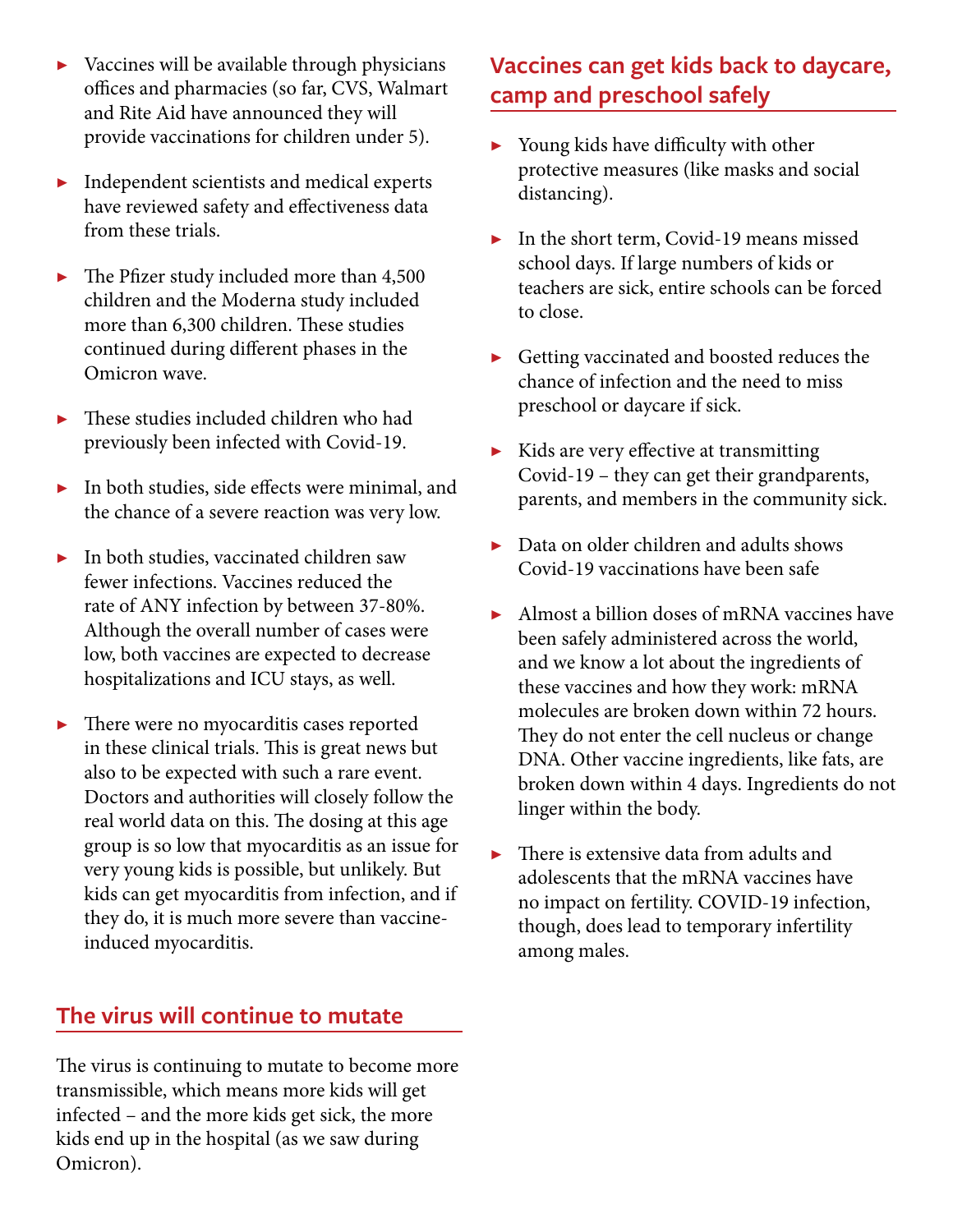- Vaccines will be available through physicians offices and pharmacies (so far, CVS, Walmart and Rite Aid have announced they will provide vaccinations for children under 5).
- Independent scientists and medical experts have reviewed safety and effectiveness data from these trials.
- The Pfizer study included more than 4,500 children and the Moderna study included more than 6,300 children. These studies continued during different phases in the Omicron wave.
- These studies included children who had previously been infected with Covid-19.
- In both studies, side effects were minimal, and the chance of a severe reaction was very low.
- In both studies, vaccinated children saw fewer infections. Vaccines reduced the rate of ANY infection by between 37-80%. Although the overall number of cases were low, both vaccines are expected to decrease hospitalizations and ICU stays, as well.
- There were no myocarditis cases reported in these clinical trials. This is great news but also to be expected with such a rare event. Doctors and authorities will closely follow the real world data on this. The dosing at this age group is so low that myocarditis as an issue for very young kids is possible, but unlikely. But kids can get myocarditis from infection, and if they do, it is much more severe than vaccine-induced myocarditis.

## The virus will continue to mutate

The virus is continuing to mutate to become more transmissible, which means more kids will get infected – and the more kids get sick, the more kids end up in the hospital (as we saw during Omicron).

## Vaccines can get kids back to daycare, camp and preschool safely

- Young kids have difficulty with other protective measures (like masks and social distancing).
- In the short term, Covid-19 means missed school days. If large numbers of kids or teachers are sick, entire schools can be forced to close.
- Getting vaccinated and boosted reduces the chance of infection and the need to miss preschool or daycare if sick.
- Kids are very effective at transmitting Covid-19 – they can get their grandparents, parents, and members in the community sick.
- Data on older children and adults shows Covid-19 vaccinations have been safe
- Almost a billion doses of mRNA vaccines have been safely administered across the world, and we know a lot about the ingredients of these vaccines and how they work: mRNA molecules are broken down within 72 hours. They do not enter the cell nucleus or change DNA. Other vaccine ingredients, like fats, are broken down within 4 days. Ingredients do not linger within the body.
- There is extensive data from adults and adolescents that the mRNA vaccines have no impact on fertility. COVID-19 infection, though, does lead to temporary infertility among males.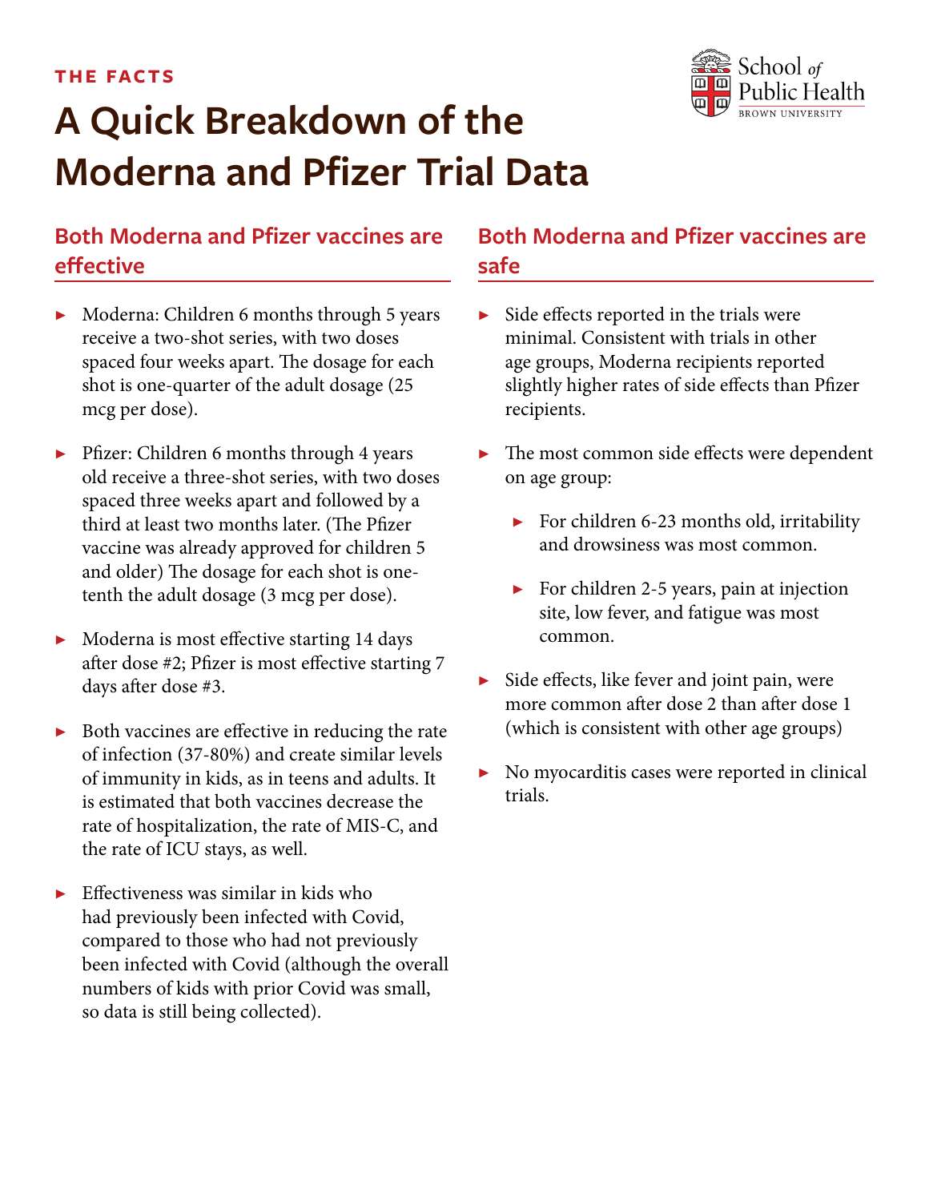THE FACTS

# A Quick Breakdown of the Moderna and Pfizer Trial Data

## Both Moderna and Pfizer vaccines are effective

- Moderna: Children 6 months through 5 years receive a two-shot series, with two doses spaced four weeks apart. The dosage for each shot is one-quarter of the adult dosage (25 mcg per dose).
- Pfizer: Children 6 months through 4 years old receive a three-shot series, with two doses spaced three weeks apart and followed by a third at least two months later. (The Pfizer vaccine was already approved for children 5 and older) The dosage for each shot is one-tenth the adult dosage (3 mcg per dose).
- Moderna is most effective starting 14 days after dose #2; Pfizer is most effective starting 7 days after dose #3.
- Both vaccines are effective in reducing the rate of infection (37-80%) and create similar levels of immunity in kids, as in teens and adults. It is estimated that both vaccines decrease the rate of hospitalization, the rate of MIS-C, and the rate of ICU stays, as well.
- Effectiveness was similar in kids who had previously been infected with Covid, compared to those who had not previously been infected with Covid (although the overall numbers of kids with prior Covid was small, so data is still being collected).

## Both Moderna and Pfizer vaccines are safe

- Side effects reported in the trials were minimal. Consistent with trials in other age groups, Moderna recipients reported slightly higher rates of side effects than Pfizer recipients.
- The most common side effects were dependent on age group:
    - For children 6-23 months old, irritability and drowsiness was most common.
    - For children 2-5 years, pain at injection site, low fever, and fatigue was most common.
- Side effects, like fever and joint pain, were more common after dose 2 than after dose 1 (which is consistent with other age groups)
- No myocarditis cases were reported in clinical trials.